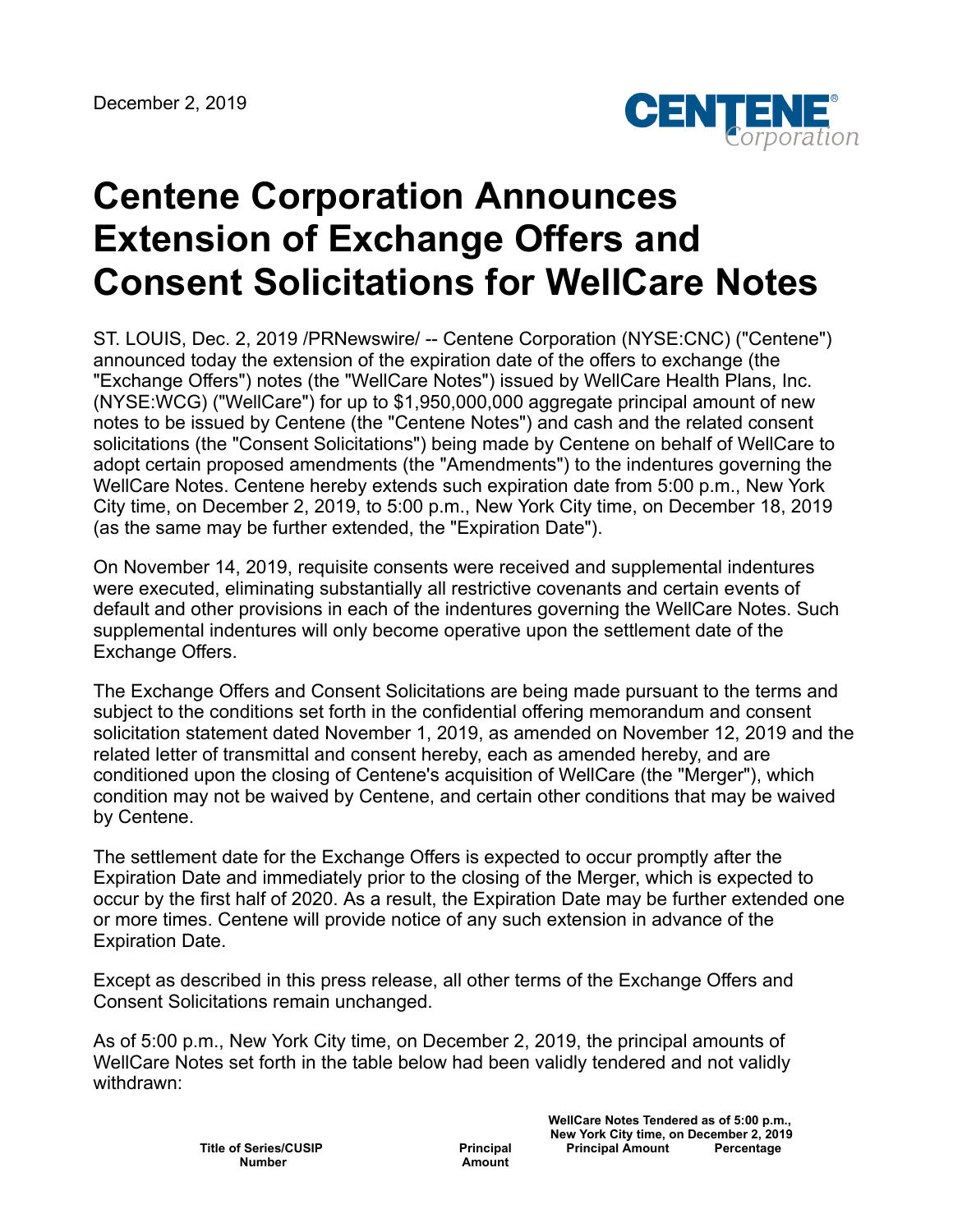December 2, 2019

CENTENE Corporation

# Centene Corporation Announces Extension of Exchange Offers and Consent Solicitations for WellCare Notes

ST. LOUIS, Dec. 2, 2019 /PRNewswire/ -- Centene Corporation (NYSE:CNC) ("Centene") announced today the extension of the expiration date of the offers to exchange (the "Exchange Offers") notes (the "WellCare Notes") issued by WellCare Health Plans, Inc. (NYSE:WCG) ("WellCare") for up to $1,950,000,000 aggregate principal amount of new notes to be issued by Centene (the "Centene Notes") and cash and the related consent solicitations (the "Consent Solicitations") being made by Centene on behalf of WellCare to adopt certain proposed amendments (the "Amendments") to the indentures governing the WellCare Notes. Centene hereby extends such expiration date from 5:00 p.m., New York City time, on December 2, 2019, to 5:00 p.m., New York City time, on December 18, 2019 (as the same may be further extended, the "Expiration Date").

On November 14, 2019, requisite consents were received and supplemental indentures were executed, eliminating substantially all restrictive covenants and certain events of default and other provisions in each of the indentures governing the WellCare Notes. Such supplemental indentures will only become operative upon the settlement date of the Exchange Offers.

The Exchange Offers and Consent Solicitations are being made pursuant to the terms and subject to the conditions set forth in the confidential offering memorandum and consent solicitation statement dated November 1, 2019, as amended on November 12, 2019 and the related letter of transmittal and consent hereby, each as amended hereby, and are conditioned upon the closing of Centene's acquisition of WellCare (the "Merger"), which condition may not be waived by Centene, and certain other conditions that may be waived by Centene.

The settlement date for the Exchange Offers is expected to occur promptly after the Expiration Date and immediately prior to the closing of the Merger, which is expected to occur by the first half of 2020. As a result, the Expiration Date may be further extended one or more times. Centene will provide notice of any such extension in advance of the Expiration Date.

Except as described in this press release, all other terms of the Exchange Offers and Consent Solicitations remain unchanged.

As of 5:00 p.m., New York City time, on December 2, 2019, the principal amounts of WellCare Notes set forth in the table below had been validly tendered and not validly withdrawn:

| Title of Series/CUSIP Number | Principal Amount | WellCare Notes Tendered as of 5:00 p.m., New York City time, on December 2, 2019 | |
|---|---|---|---|
| | | Principal Amount | Percentage |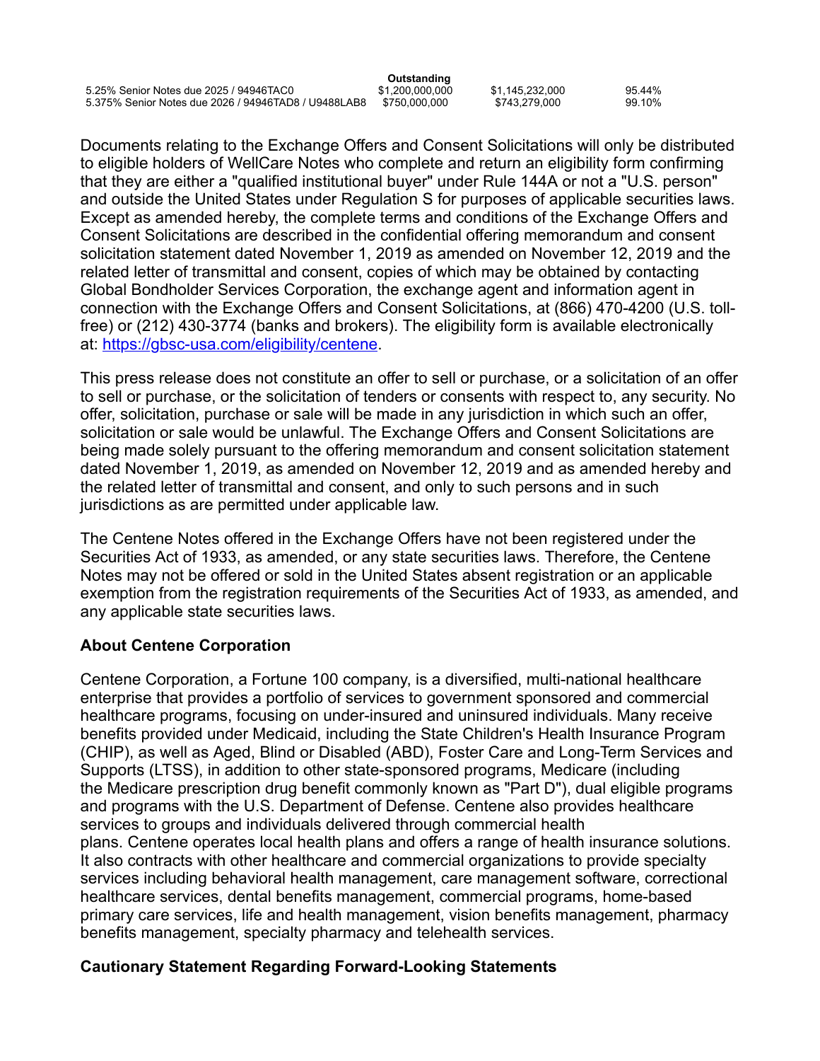| | Outstanding | | |
| --- | --- | --- | --- |
| 5.25% Senior Notes due 2025 / 94946TAC0 | $1,200,000,000 | $1,145,232,000 | 95.44% |
| 5.375% Senior Notes due 2026 / 94946TAD8 / U9488LAB8 | $750,000,000 | $743,279,000 | 99.10% |

Documents relating to the Exchange Offers and Consent Solicitations will only be distributed to eligible holders of WellCare Notes who complete and return an eligibility form confirming that they are either a "qualified institutional buyer" under Rule 144A or not a "U.S. person" and outside the United States under Regulation S for purposes of applicable securities laws. Except as amended hereby, the complete terms and conditions of the Exchange Offers and Consent Solicitations are described in the confidential offering memorandum and consent solicitation statement dated November 1, 2019 as amended on November 12, 2019 and the related letter of transmittal and consent, copies of which may be obtained by contacting Global Bondholder Services Corporation, the exchange agent and information agent in connection with the Exchange Offers and Consent Solicitations, at (866) 470-4200 (U.S. toll-free) or (212) 430-3774 (banks and brokers). The eligibility form is available electronically at: https://gbsc-usa.com/eligibility/centene.

This press release does not constitute an offer to sell or purchase, or a solicitation of an offer to sell or purchase, or the solicitation of tenders or consents with respect to, any security. No offer, solicitation, purchase or sale will be made in any jurisdiction in which such an offer, solicitation or sale would be unlawful. The Exchange Offers and Consent Solicitations are being made solely pursuant to the offering memorandum and consent solicitation statement dated November 1, 2019, as amended on November 12, 2019 and as amended hereby and the related letter of transmittal and consent, and only to such persons and in such jurisdictions as are permitted under applicable law.

The Centene Notes offered in the Exchange Offers have not been registered under the Securities Act of 1933, as amended, or any state securities laws. Therefore, the Centene Notes may not be offered or sold in the United States absent registration or an applicable exemption from the registration requirements of the Securities Act of 1933, as amended, and any applicable state securities laws.

**About Centene Corporation**

Centene Corporation, a Fortune 100 company, is a diversified, multi-national healthcare enterprise that provides a portfolio of services to government sponsored and commercial healthcare programs, focusing on under-insured and uninsured individuals. Many receive benefits provided under Medicaid, including the State Children's Health Insurance Program (CHIP), as well as Aged, Blind or Disabled (ABD), Foster Care and Long-Term Services and Supports (LTSS), in addition to other state-sponsored programs, Medicare (including the Medicare prescription drug benefit commonly known as "Part D"), dual eligible programs and programs with the U.S. Department of Defense. Centene also provides healthcare services to groups and individuals delivered through commercial health plans. Centene operates local health plans and offers a range of health insurance solutions. It also contracts with other healthcare and commercial organizations to provide specialty services including behavioral health management, care management software, correctional healthcare services, dental benefits management, commercial programs, home-based primary care services, life and health management, vision benefits management, pharmacy benefits management, specialty pharmacy and telehealth services.

**Cautionary Statement Regarding Forward-Looking Statements**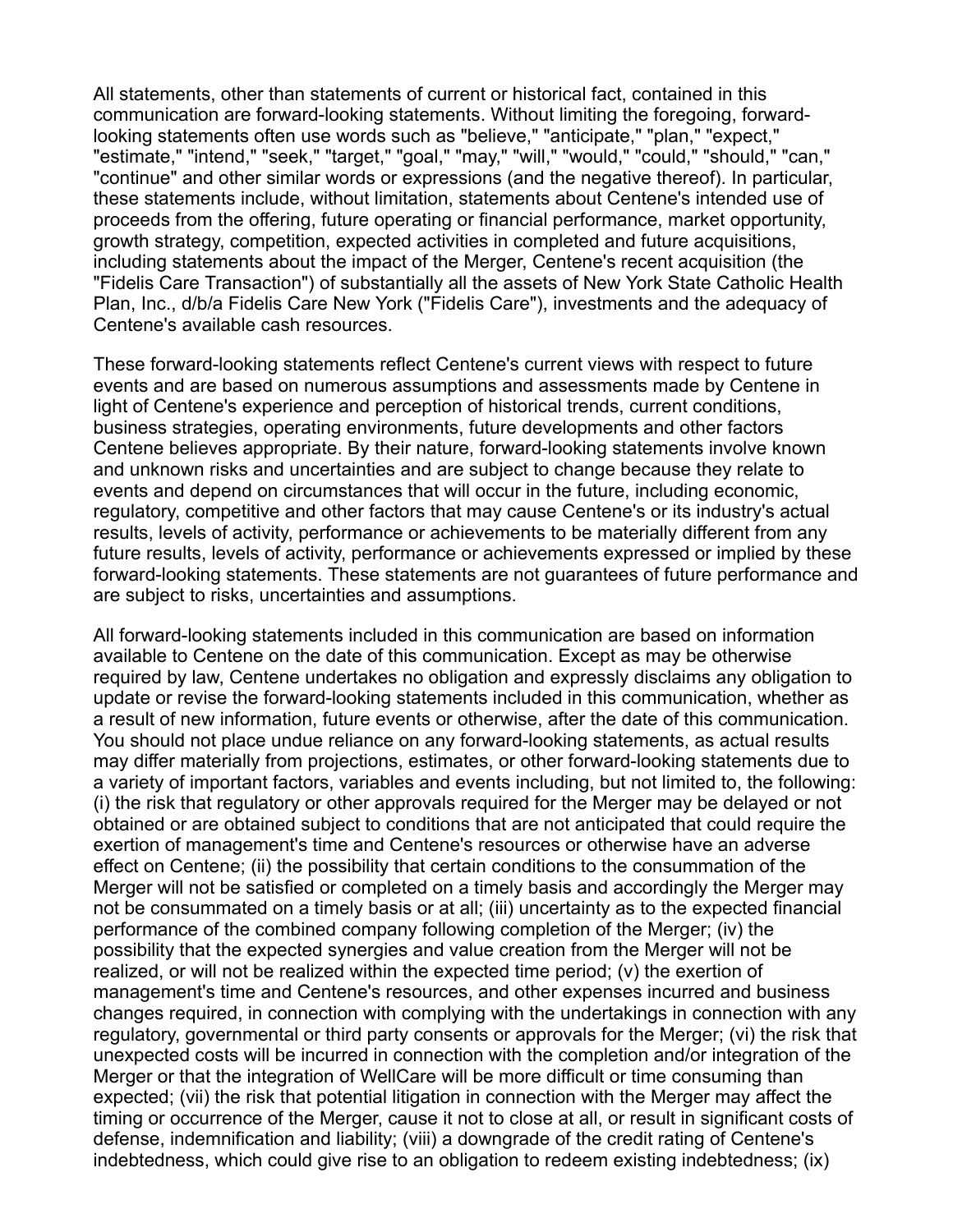All statements, other than statements of current or historical fact, contained in this communication are forward-looking statements. Without limiting the foregoing, forward-looking statements often use words such as "believe," "anticipate," "plan," "expect," "estimate," "intend," "seek," "target," "goal," "may," "will," "would," "could," "should," "can," "continue" and other similar words or expressions (and the negative thereof). In particular, these statements include, without limitation, statements about Centene's intended use of proceeds from the offering, future operating or financial performance, market opportunity, growth strategy, competition, expected activities in completed and future acquisitions, including statements about the impact of the Merger, Centene's recent acquisition (the "Fidelis Care Transaction") of substantially all the assets of New York State Catholic Health Plan, Inc., d/b/a Fidelis Care New York ("Fidelis Care"), investments and the adequacy of Centene's available cash resources.

These forward-looking statements reflect Centene's current views with respect to future events and are based on numerous assumptions and assessments made by Centene in light of Centene's experience and perception of historical trends, current conditions, business strategies, operating environments, future developments and other factors Centene believes appropriate. By their nature, forward-looking statements involve known and unknown risks and uncertainties and are subject to change because they relate to events and depend on circumstances that will occur in the future, including economic, regulatory, competitive and other factors that may cause Centene's or its industry's actual results, levels of activity, performance or achievements to be materially different from any future results, levels of activity, performance or achievements expressed or implied by these forward-looking statements. These statements are not guarantees of future performance and are subject to risks, uncertainties and assumptions.

All forward-looking statements included in this communication are based on information available to Centene on the date of this communication. Except as may be otherwise required by law, Centene undertakes no obligation and expressly disclaims any obligation to update or revise the forward-looking statements included in this communication, whether as a result of new information, future events or otherwise, after the date of this communication. You should not place undue reliance on any forward-looking statements, as actual results may differ materially from projections, estimates, or other forward-looking statements due to a variety of important factors, variables and events including, but not limited to, the following: (i) the risk that regulatory or other approvals required for the Merger may be delayed or not obtained or are obtained subject to conditions that are not anticipated that could require the exertion of management's time and Centene's resources or otherwise have an adverse effect on Centene; (ii) the possibility that certain conditions to the consummation of the Merger will not be satisfied or completed on a timely basis and accordingly the Merger may not be consummated on a timely basis or at all; (iii) uncertainty as to the expected financial performance of the combined company following completion of the Merger; (iv) the possibility that the expected synergies and value creation from the Merger will not be realized, or will not be realized within the expected time period; (v) the exertion of management's time and Centene's resources, and other expenses incurred and business changes required, in connection with complying with the undertakings in connection with any regulatory, governmental or third party consents or approvals for the Merger; (vi) the risk that unexpected costs will be incurred in connection with the completion and/or integration of the Merger or that the integration of WellCare will be more difficult or time consuming than expected; (vii) the risk that potential litigation in connection with the Merger may affect the timing or occurrence of the Merger, cause it not to close at all, or result in significant costs of defense, indemnification and liability; (viii) a downgrade of the credit rating of Centene's indebtedness, which could give rise to an obligation to redeem existing indebtedness; (ix)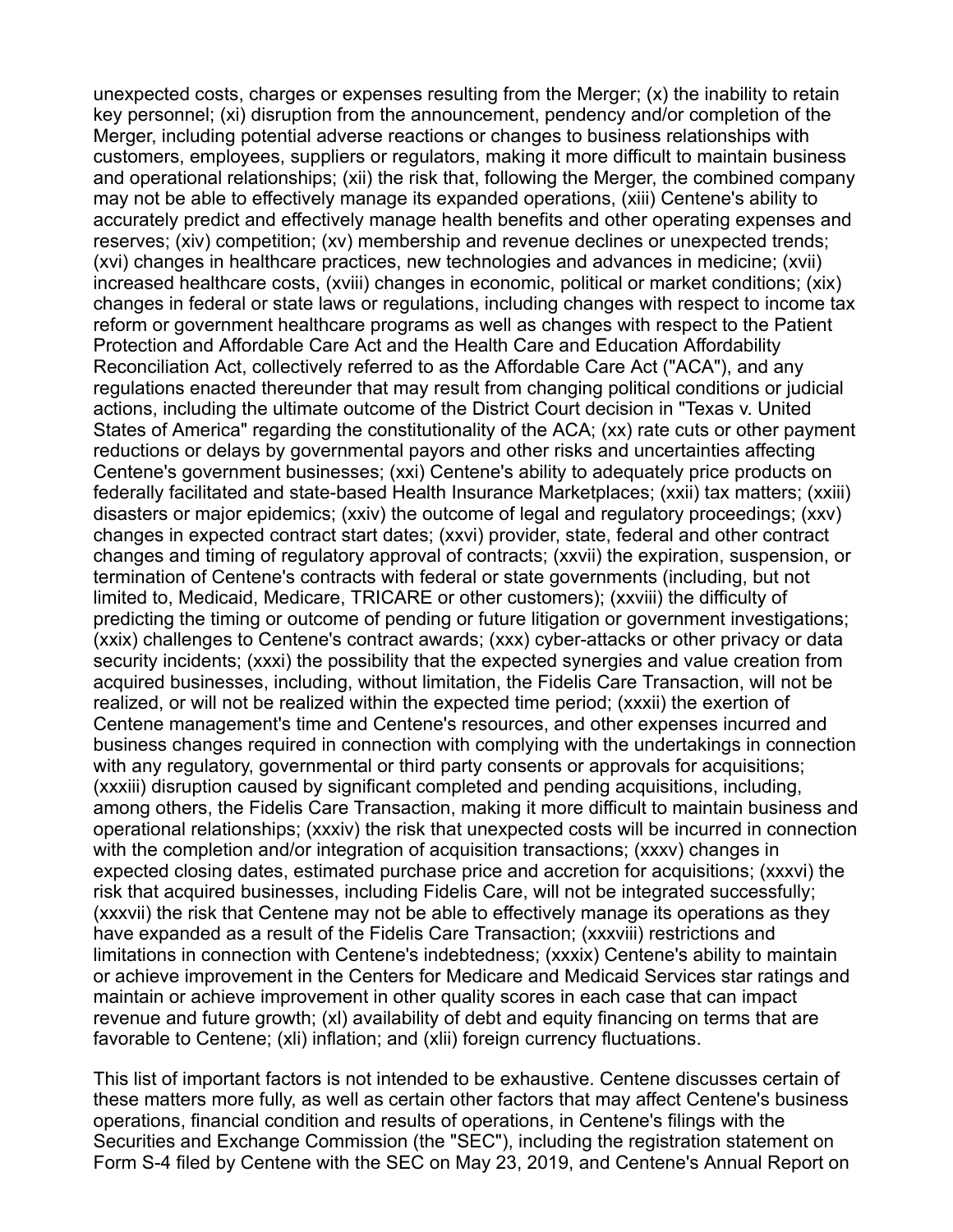unexpected costs, charges or expenses resulting from the Merger; (x) the inability to retain key personnel; (xi) disruption from the announcement, pendency and/or completion of the Merger, including potential adverse reactions or changes to business relationships with customers, employees, suppliers or regulators, making it more difficult to maintain business and operational relationships; (xii) the risk that, following the Merger, the combined company may not be able to effectively manage its expanded operations, (xiii) Centene's ability to accurately predict and effectively manage health benefits and other operating expenses and reserves; (xiv) competition; (xv) membership and revenue declines or unexpected trends; (xvi) changes in healthcare practices, new technologies and advances in medicine; (xvii) increased healthcare costs, (xviii) changes in economic, political or market conditions; (xix) changes in federal or state laws or regulations, including changes with respect to income tax reform or government healthcare programs as well as changes with respect to the Patient Protection and Affordable Care Act and the Health Care and Education Affordability Reconciliation Act, collectively referred to as the Affordable Care Act ("ACA"), and any regulations enacted thereunder that may result from changing political conditions or judicial actions, including the ultimate outcome of the District Court decision in "Texas v. United States of America" regarding the constitutionality of the ACA; (xx) rate cuts or other payment reductions or delays by governmental payors and other risks and uncertainties affecting Centene's government businesses; (xxi) Centene's ability to adequately price products on federally facilitated and state-based Health Insurance Marketplaces; (xxii) tax matters; (xxiii) disasters or major epidemics; (xxiv) the outcome of legal and regulatory proceedings; (xxv) changes in expected contract start dates; (xxvi) provider, state, federal and other contract changes and timing of regulatory approval of contracts; (xxvii) the expiration, suspension, or termination of Centene's contracts with federal or state governments (including, but not limited to, Medicaid, Medicare, TRICARE or other customers); (xxviii) the difficulty of predicting the timing or outcome of pending or future litigation or government investigations; (xxix) challenges to Centene's contract awards; (xxx) cyber-attacks or other privacy or data security incidents; (xxxi) the possibility that the expected synergies and value creation from acquired businesses, including, without limitation, the Fidelis Care Transaction, will not be realized, or will not be realized within the expected time period; (xxxii) the exertion of Centene management's time and Centene's resources, and other expenses incurred and business changes required in connection with complying with the undertakings in connection with any regulatory, governmental or third party consents or approvals for acquisitions; (xxxiii) disruption caused by significant completed and pending acquisitions, including, among others, the Fidelis Care Transaction, making it more difficult to maintain business and operational relationships; (xxxiv) the risk that unexpected costs will be incurred in connection with the completion and/or integration of acquisition transactions; (xxxv) changes in expected closing dates, estimated purchase price and accretion for acquisitions; (xxxvi) the risk that acquired businesses, including Fidelis Care, will not be integrated successfully; (xxxvii) the risk that Centene may not be able to effectively manage its operations as they have expanded as a result of the Fidelis Care Transaction; (xxxviii) restrictions and limitations in connection with Centene's indebtedness; (xxxix) Centene's ability to maintain or achieve improvement in the Centers for Medicare and Medicaid Services star ratings and maintain or achieve improvement in other quality scores in each case that can impact revenue and future growth; (xl) availability of debt and equity financing on terms that are favorable to Centene; (xli) inflation; and (xlii) foreign currency fluctuations.

This list of important factors is not intended to be exhaustive. Centene discusses certain of these matters more fully, as well as certain other factors that may affect Centene's business operations, financial condition and results of operations, in Centene's filings with the Securities and Exchange Commission (the "SEC"), including the registration statement on Form S-4 filed by Centene with the SEC on May 23, 2019, and Centene's Annual Report on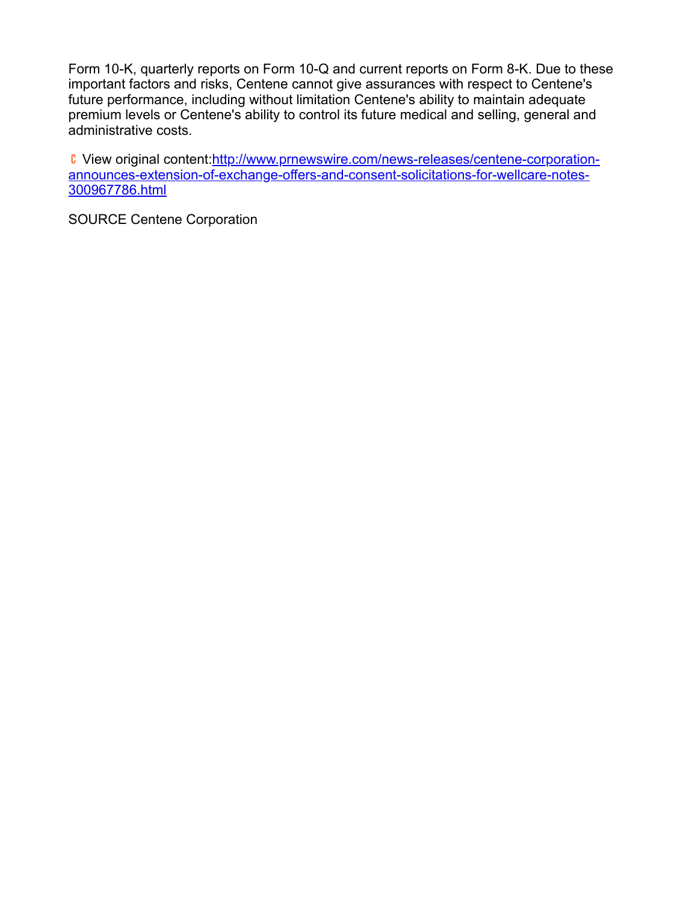Form 10-K, quarterly reports on Form 10-Q and current reports on Form 8-K. Due to these important factors and risks, Centene cannot give assurances with respect to Centene's future performance, including without limitation Centene's ability to maintain adequate premium levels or Centene's ability to control its future medical and selling, general and administrative costs.

View original content:[http://www.prnewswire.com/news-releases/centene-corporation-announces-extension-of-exchange-offers-and-consent-solicitations-for-wellcare-notes-300967786.html](http://www.prnewswire.com/news-releases/centene-corporation-announces-extension-of-exchange-offers-and-consent-solicitations-for-wellcare-notes-300967786.html)

SOURCE Centene Corporation